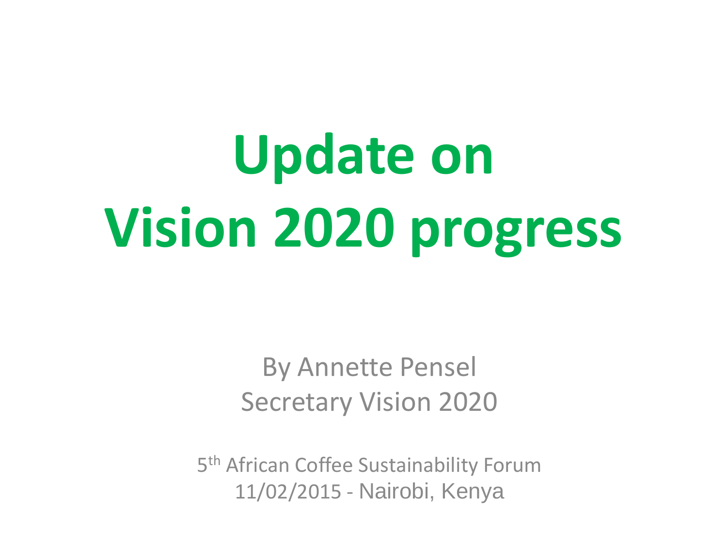# Update on Vision 2020 progress

By Annette Pensel
Secretary Vision 2020

5th African Coffee Sustainability Forum
11/02/2015 - Nairobi, Kenya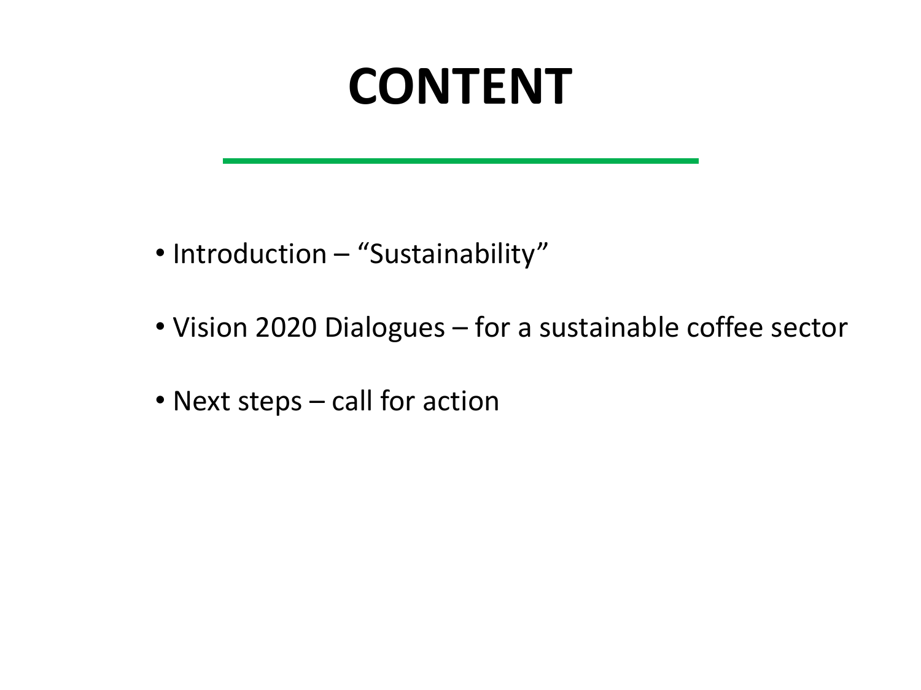# CONTENT

- Introduction – "Sustainability"
- Vision 2020 Dialogues – for a sustainable coffee sector
- Next steps – call for action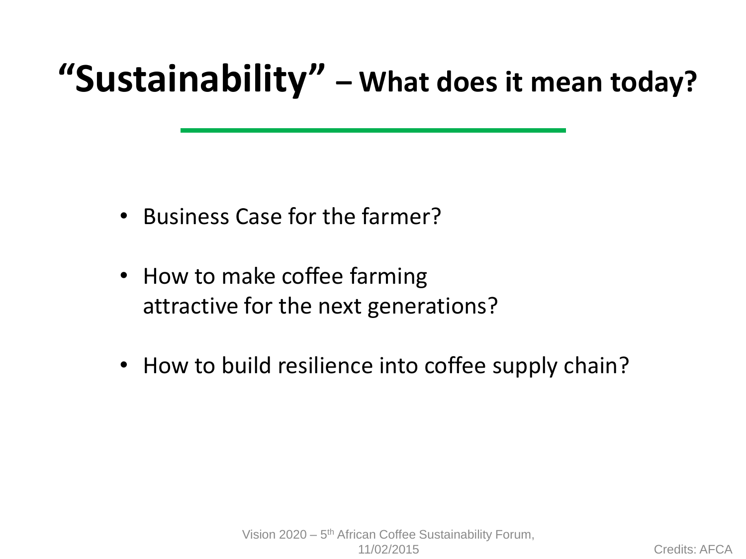# "Sustainability" – What does it mean today?

- Business Case for the farmer?
- How to make coffee farming attractive for the next generations?
- How to build resilience into coffee supply chain?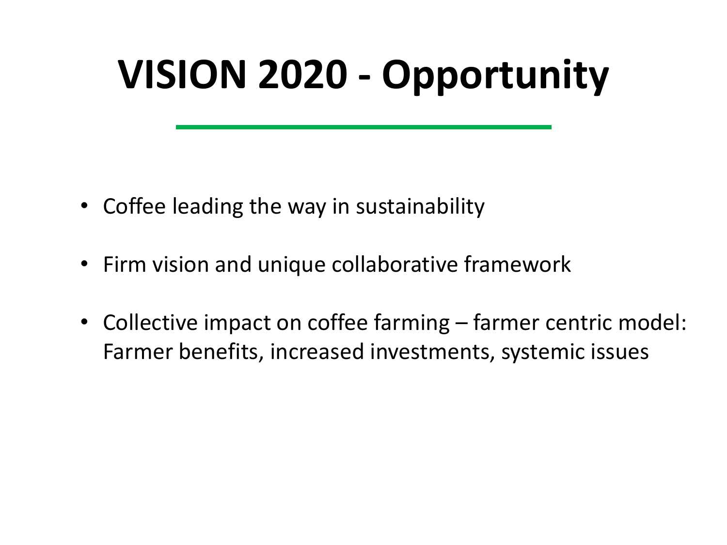# VISION 2020 - Opportunity

- Coffee leading the way in sustainability
- Firm vision and unique collaborative framework
- Collective impact on coffee farming – farmer centric model: Farmer benefits, increased investments, systemic issues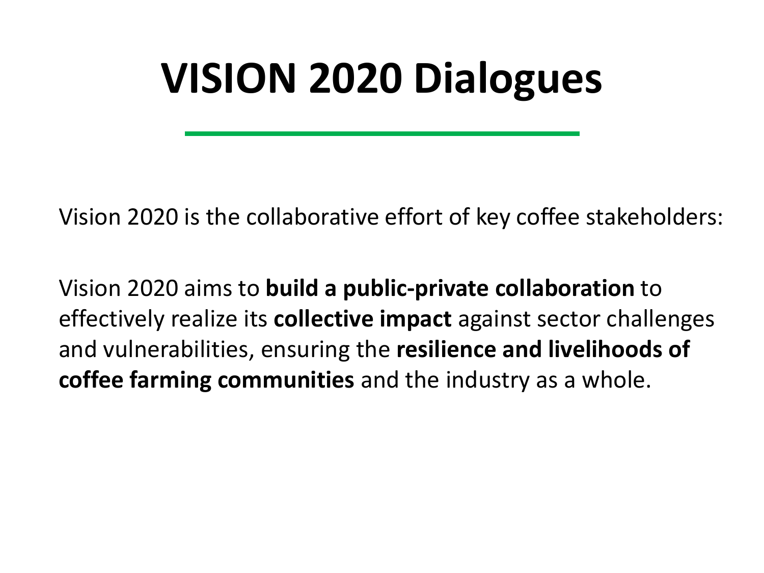# VISION 2020 Dialogues

Vision 2020 is the collaborative effort of key coffee stakeholders:

Vision 2020 aims to **build a public-private collaboration** to effectively realize its **collective impact** against sector challenges and vulnerabilities, ensuring the **resilience and livelihoods of coffee farming communities** and the industry as a whole.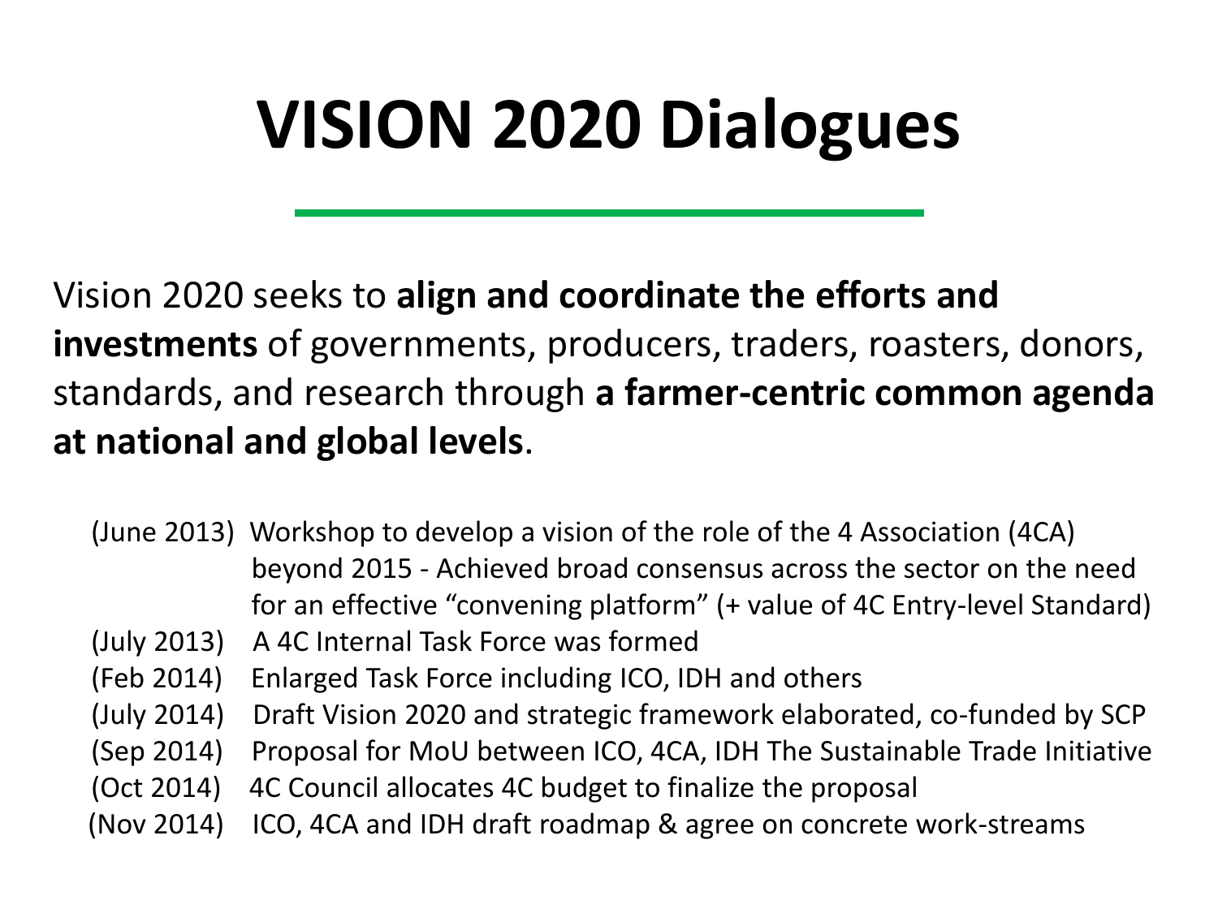# VISION 2020 Dialogues

Vision 2020 seeks to **align and coordinate the efforts and investments** of governments, producers, traders, roasters, donors, standards, and research through **a farmer-centric common agenda at national and global levels**.

- (June 2013) Workshop to develop a vision of the role of the 4 Association (4CA) beyond 2015 - Achieved broad consensus across the sector on the need for an effective "convening platform" (+ value of 4C Entry-level Standard)
- (July 2013) A 4C Internal Task Force was formed
- (Feb 2014) Enlarged Task Force including ICO, IDH and others
- (July 2014) Draft Vision 2020 and strategic framework elaborated, co-funded by SCP
- (Sep 2014) Proposal for MoU between ICO, 4CA, IDH The Sustainable Trade Initiative
- (Oct 2014) 4C Council allocates 4C budget to finalize the proposal
- (Nov 2014) ICO, 4CA and IDH draft roadmap & agree on concrete work-streams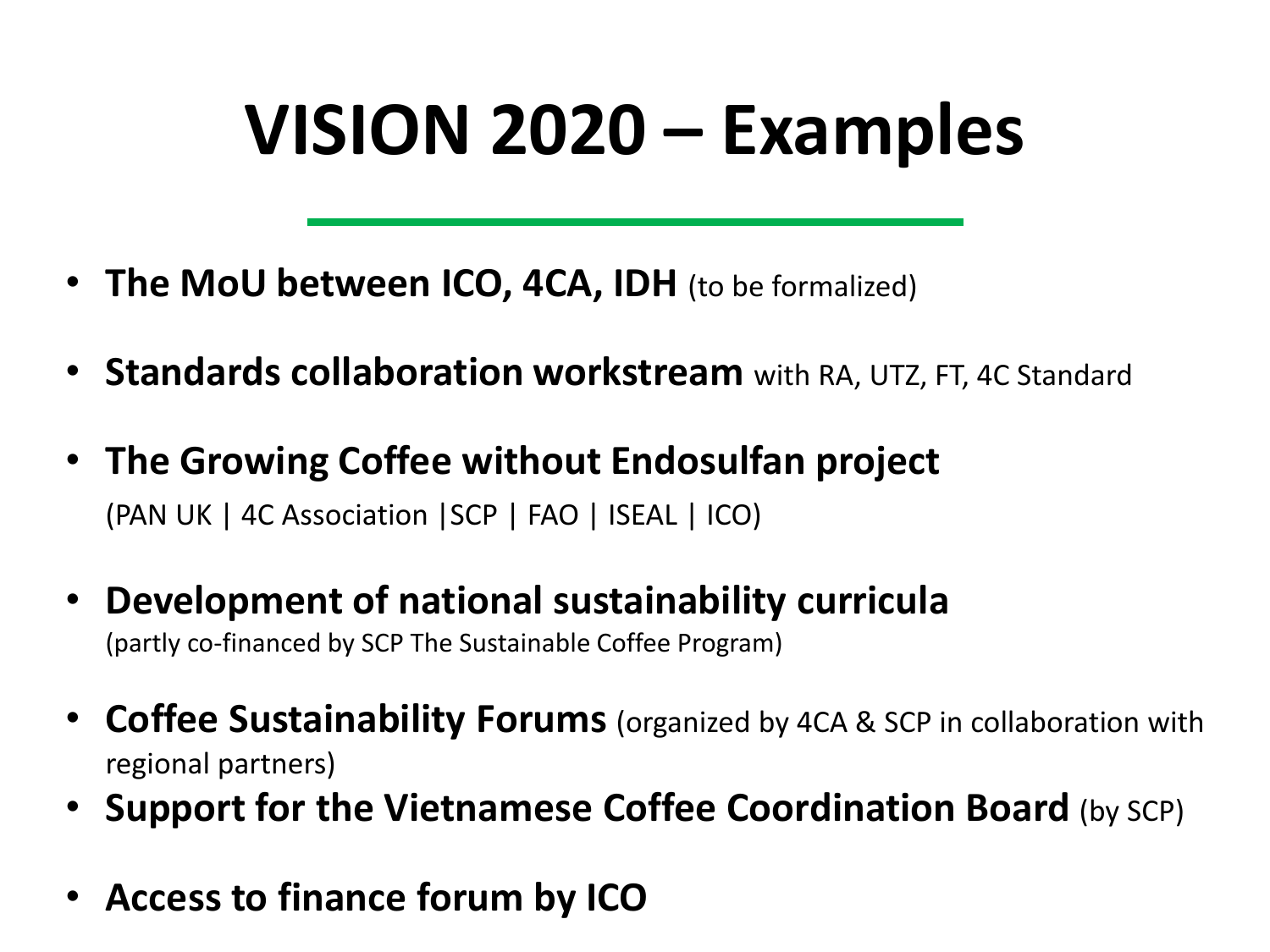# VISION 2020 – Examples

- **The MoU between ICO, 4CA, IDH** (to be formalized)
- **Standards collaboration workstream** with RA, UTZ, FT, 4C Standard
- **The Growing Coffee without Endosulfan project**
  (PAN UK | 4C Association |SCP | FAO | ISEAL | ICO)
- **Development of national sustainability curricula**
  (partly co-financed by SCP The Sustainable Coffee Program)
- **Coffee Sustainability Forums** (organized by 4CA & SCP in collaboration with regional partners)
- **Support for the Vietnamese Coffee Coordination Board** (by SCP)
- **Access to finance forum by ICO**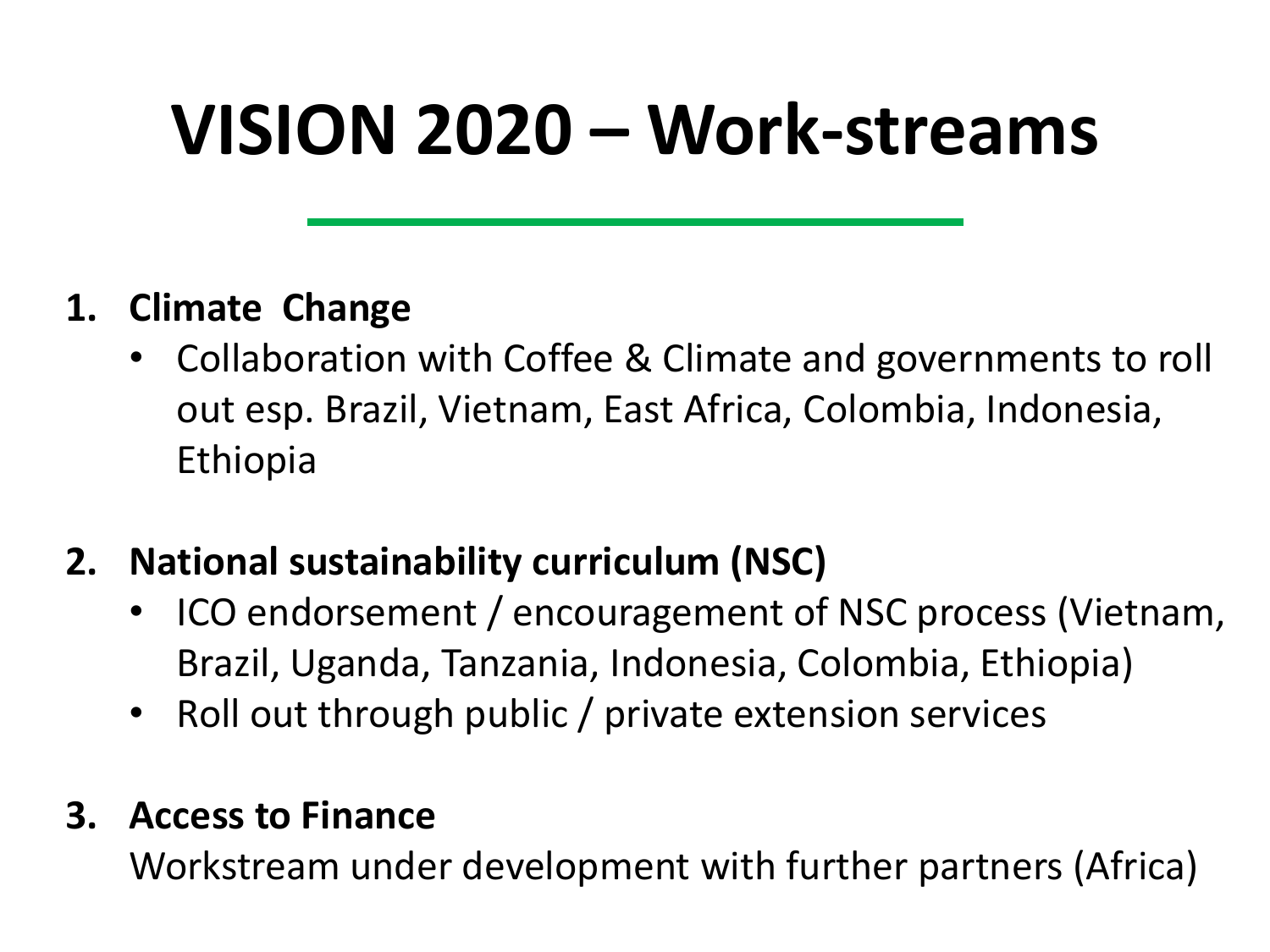# VISION 2020 – Work-streams

1. **Climate Change**
   - Collaboration with Coffee & Climate and governments to roll out esp. Brazil, Vietnam, East Africa, Colombia, Indonesia, Ethiopia

2. **National sustainability curriculum (NSC)**
   - ICO endorsement / encouragement of NSC process (Vietnam, Brazil, Uganda, Tanzania, Indonesia, Colombia, Ethiopia)
   - Roll out through public / private extension services

3. **Access to Finance**

   Workstream under development with further partners (Africa)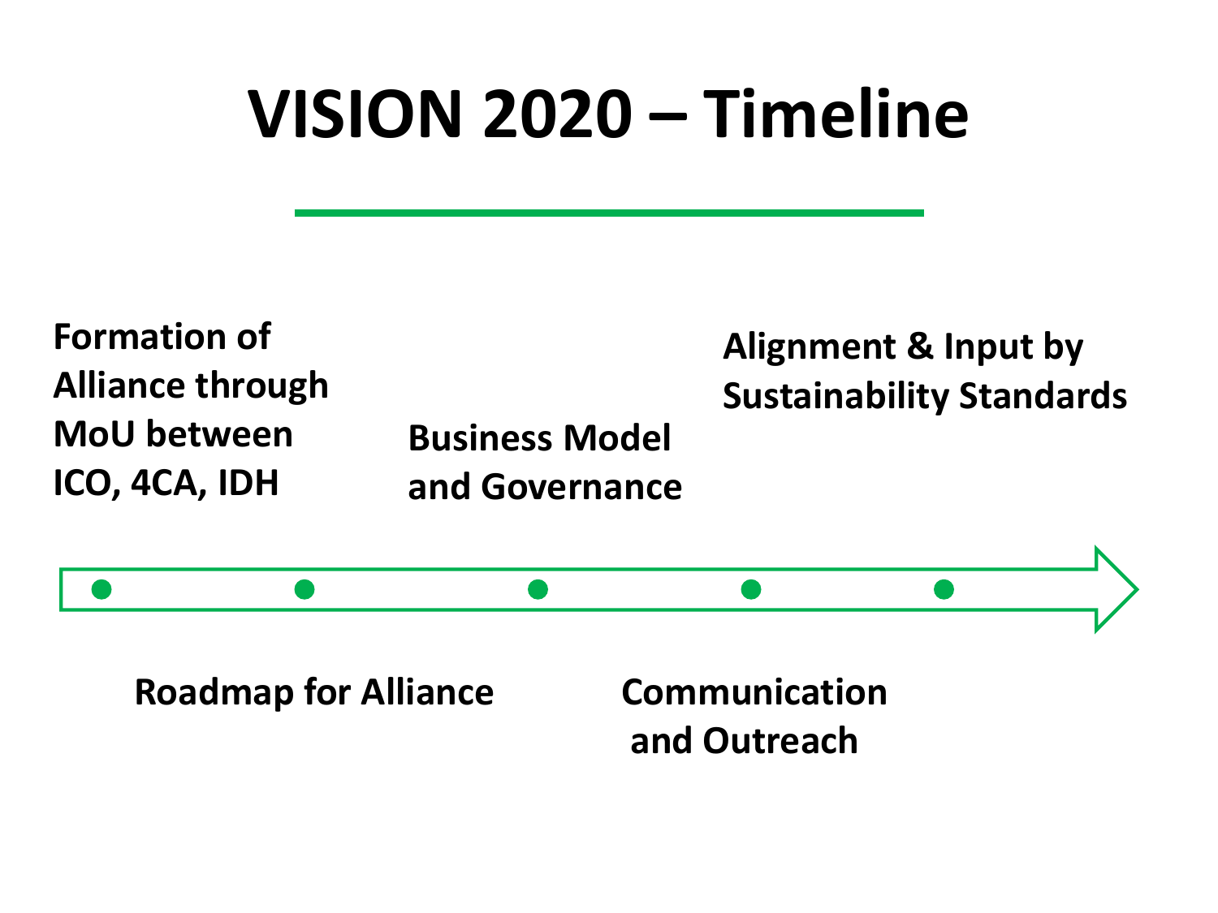# VISION 2020 – Timeline

- **Formation of Alliance through MoU between ICO, 4CA, IDH**
- **Roadmap for Alliance**
- **Business Model and Governance**
- **Communication and Outreach**
- **Alignment & Input by Sustainability Standards**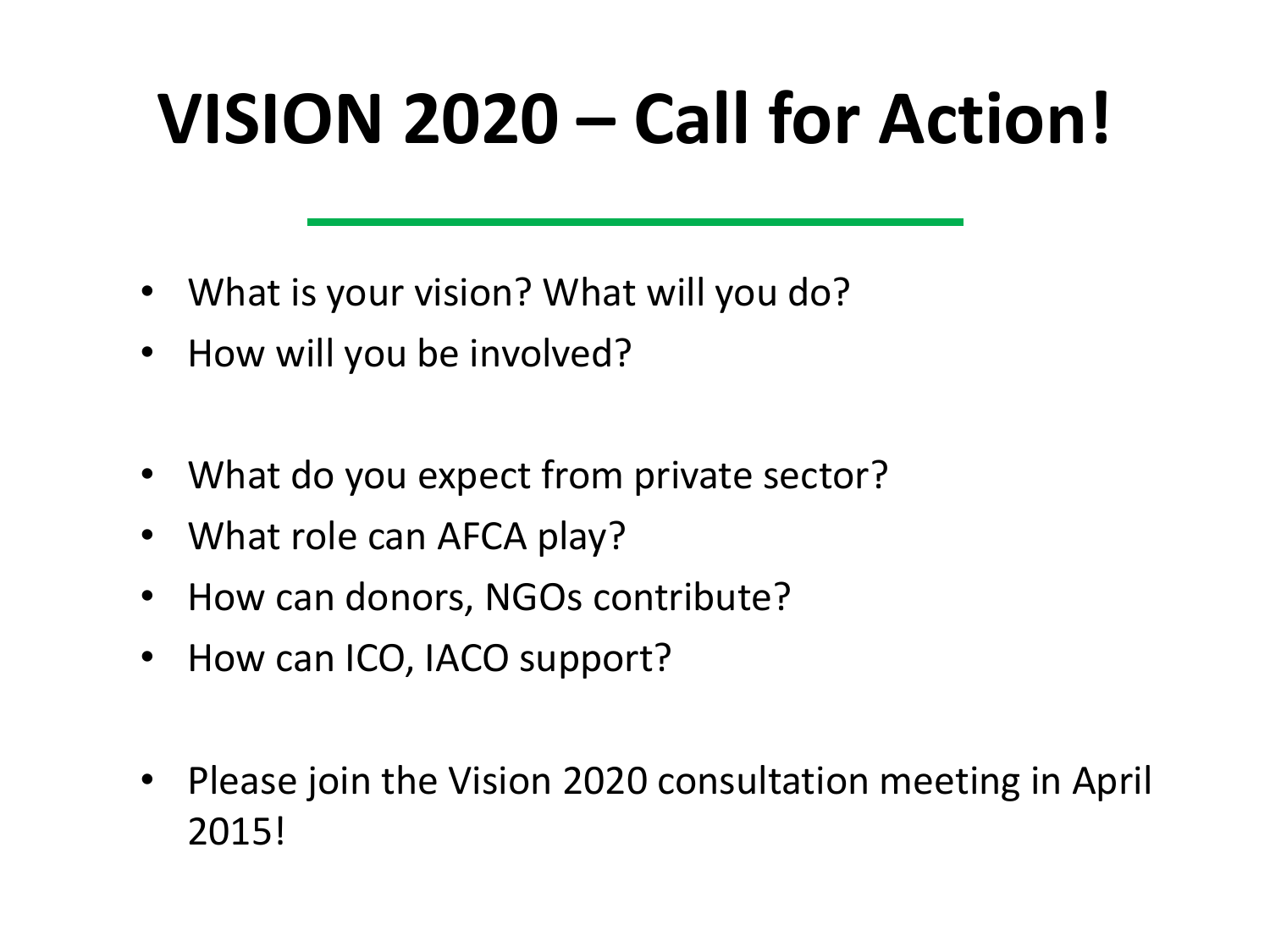# VISION 2020 – Call for Action!

- What is your vision? What will you do?
- How will you be involved?

- What do you expect from private sector?
- What role can AFCA play?
- How can donors, NGOs contribute?
- How can ICO, IACO support?

- Please join the Vision 2020 consultation meeting in April 2015!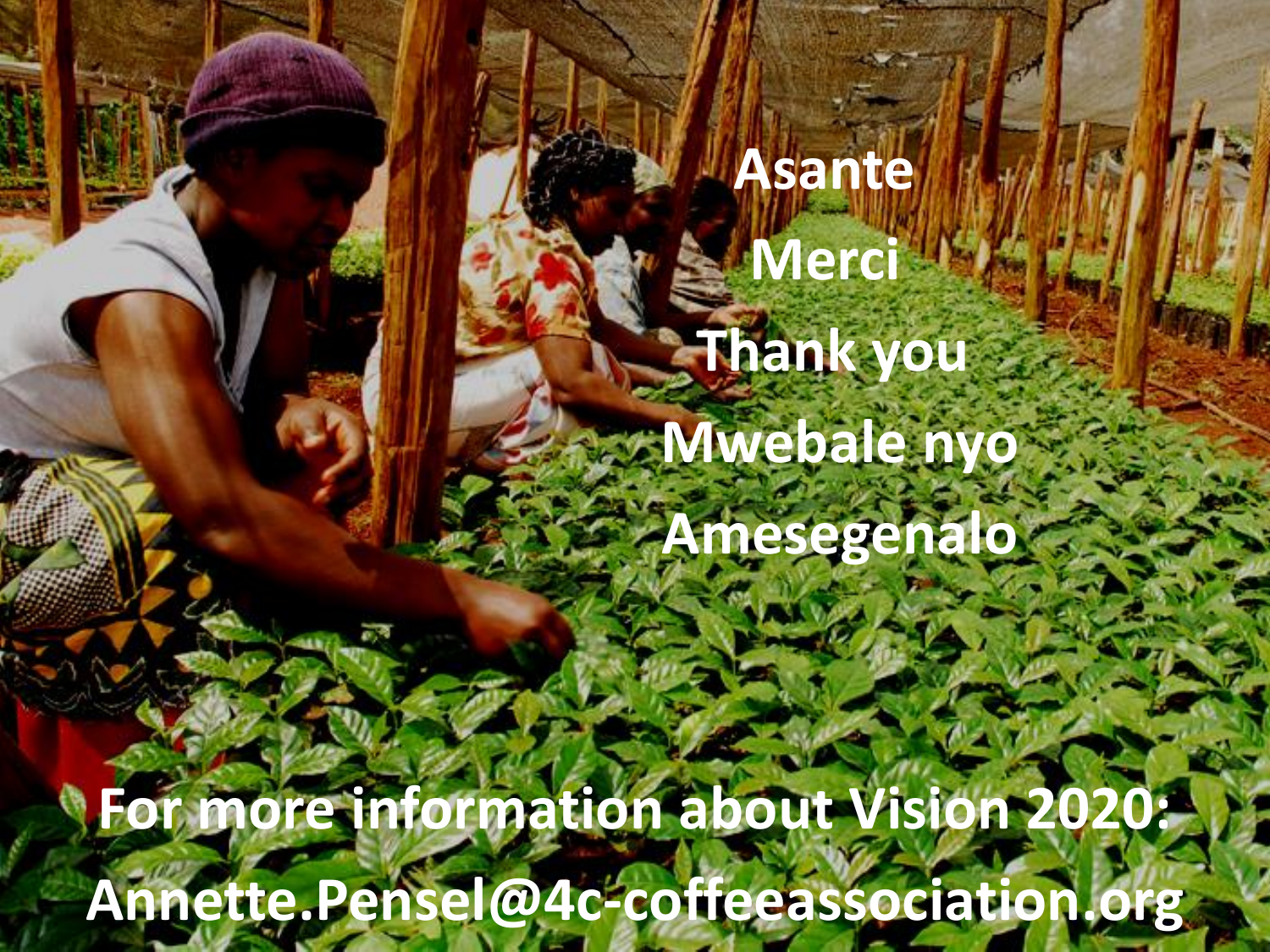**Asante**

**Merci**

**Thank you**

**Mwebale nyo**

**Amesegenalo**

**For more information about Vision 2020:**

**Annette.Pensel@4c-coffeeassociation.org**